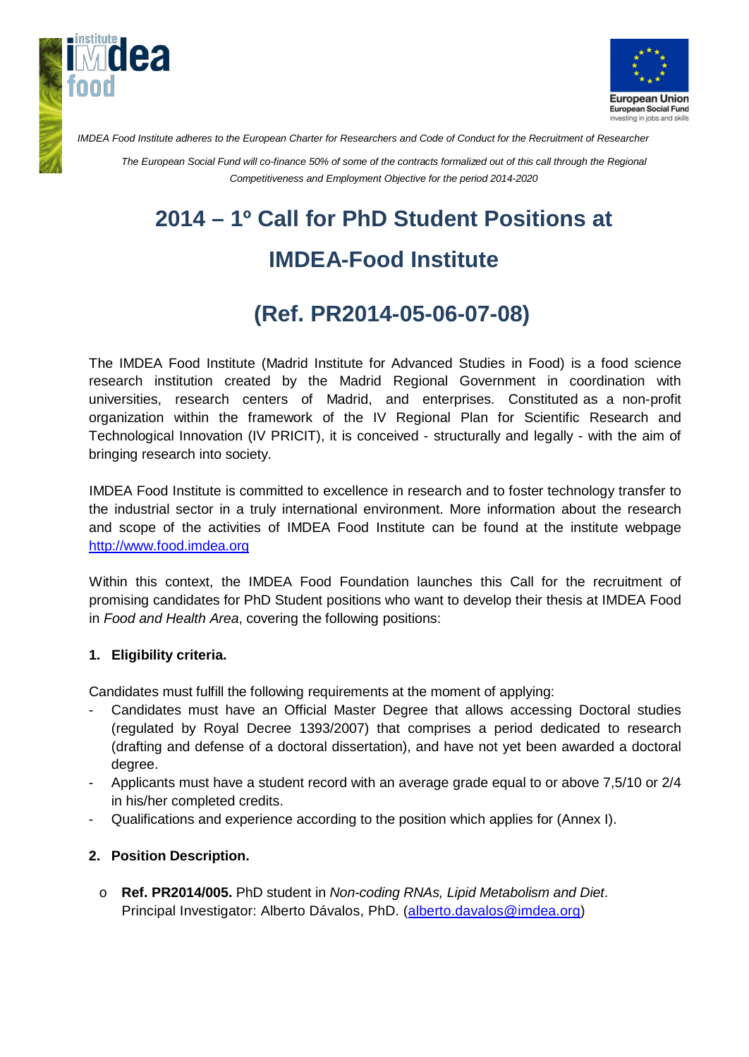*IMDEA Food Institute adheres to the European Charter for Researchers and Code of Conduct for the Recruitment of Researcher*

*The European Social Fund will co-finance 50% of some of the contracts formalized out of this call through the Regional Competitiveness and Employment Objective for the period 2014-2020*

# 2014 – 1º Call for PhD Student Positions at IMDEA-Food Institute

# (Ref. PR2014-05-06-07-08)

The IMDEA Food Institute (Madrid Institute for Advanced Studies in Food) is a food science research institution created by the Madrid Regional Government in coordination with universities, research centers of Madrid, and enterprises. Constituted as a non-profit organization within the framework of the IV Regional Plan for Scientific Research and Technological Innovation (IV PRICIT), it is conceived - structurally and legally - with the aim of bringing research into society.

IMDEA Food Institute is committed to excellence in research and to foster technology transfer to the industrial sector in a truly international environment. More information about the research and scope of the activities of IMDEA Food Institute can be found at the institute webpage [http://www.food.imdea.org](http://www.food.imdea.org)

Within this context, the IMDEA Food Foundation launches this Call for the recruitment of promising candidates for PhD Student positions who want to develop their thesis at IMDEA Food in *Food and Health Area*, covering the following positions:

## 1. Eligibility criteria.

Candidates must fulfill the following requirements at the moment of applying:

- Candidates must have an Official Master Degree that allows accessing Doctoral studies (regulated by Royal Decree 1393/2007) that comprises a period dedicated to research (drafting and defense of a doctoral dissertation), and have not yet been awarded a doctoral degree.
- Applicants must have a student record with an average grade equal to or above 7,5/10 or 2/4 in his/her completed credits.
- Qualifications and experience according to the position which applies for (Annex I).

## 2. Position Description.

- **Ref. PR2014/005.** PhD student in *Non-coding RNAs, Lipid Metabolism and Diet*. Principal Investigator: Alberto Dávalos, PhD. ([alberto.davalos@imdea.org](mailto:alberto.davalos@imdea.org))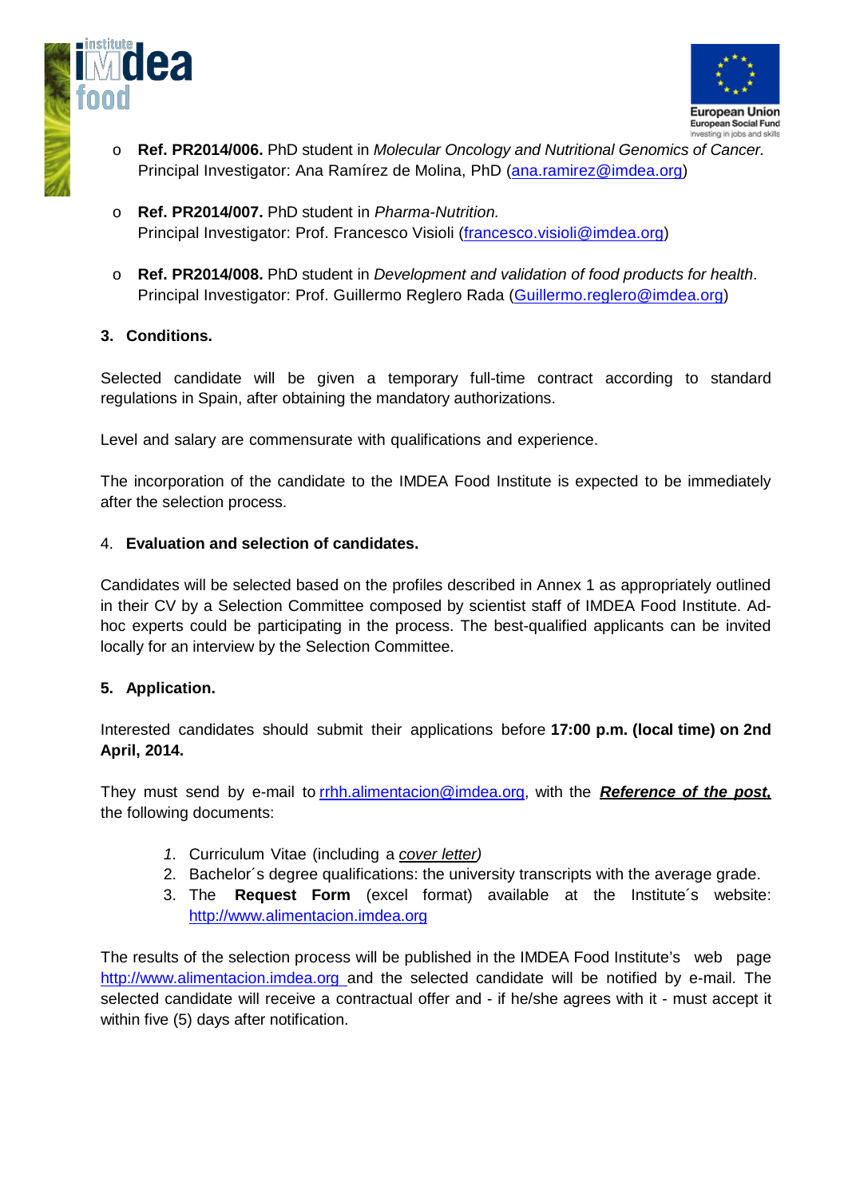- **Ref. PR2014/006.** PhD student in *Molecular Oncology and Nutritional Genomics of Cancer.* Principal Investigator: Ana Ramírez de Molina, PhD (ana.ramirez@imdea.org)

- **Ref. PR2014/007.** PhD student in *Pharma-Nutrition.* Principal Investigator: Prof. Francesco Visioli (francesco.visioli@imdea.org)

- **Ref. PR2014/008.** PhD student in *Development and validation of food products for health*. Principal Investigator: Prof. Guillermo Reglero Rada (Guillermo.reglero@imdea.org)

## 3. Conditions.

Selected candidate will be given a temporary full-time contract according to standard regulations in Spain, after obtaining the mandatory authorizations.

Level and salary are commensurate with qualifications and experience.

The incorporation of the candidate to the IMDEA Food Institute is expected to be immediately after the selection process.

## 4. Evaluation and selection of candidates.

Candidates will be selected based on the profiles described in Annex 1 as appropriately outlined in their CV by a Selection Committee composed by scientist staff of IMDEA Food Institute. Ad-hoc experts could be participating in the process. The best-qualified applicants can be invited locally for an interview by the Selection Committee.

## 5. Application.

Interested candidates should submit their applications before **17:00 p.m. (local time) on 2nd April, 2014.**

They must send by e-mail to rrhh.alimentacion@imdea.org, with the ***Reference of the post,*** the following documents:

1. Curriculum Vitae (including a *cover letter*)
2. Bachelor´s degree qualifications: the university transcripts with the average grade.
3. The **Request Form** (excel format) available at the Institute´s website: http://www.alimentacion.imdea.org

The results of the selection process will be published in the IMDEA Food Institute's web page http://www.alimentacion.imdea.org and the selected candidate will be notified by e-mail. The selected candidate will receive a contractual offer and - if he/she agrees with it - must accept it within five (5) days after notification.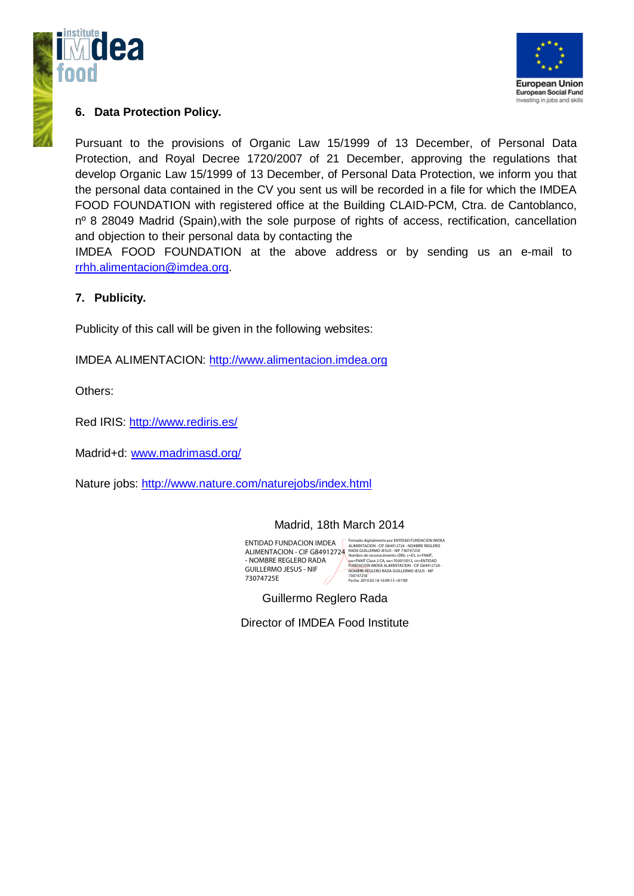## 6. Data Protection Policy.

Pursuant to the provisions of Organic Law 15/1999 of 13 December, of Personal Data Protection, and Royal Decree 1720/2007 of 21 December, approving the regulations that develop Organic Law 15/1999 of 13 December, of Personal Data Protection, we inform you that the personal data contained in the CV you sent us will be recorded in a file for which the IMDEA FOOD FOUNDATION with registered office at the Building CLAID-PCM, Ctra. de Cantoblanco, nº 8 28049 Madrid (Spain),with the sole purpose of rights of access, rectification, cancellation and objection to their personal data by contacting the
IMDEA FOOD FOUNDATION at the above address or by sending us an e-mail to rrhh.alimentacion@imdea.org.

## 7. Publicity.

Publicity of this call will be given in the following websites:

IMDEA ALIMENTACION: http://www.alimentacion.imdea.org

Others:

Red IRIS: http://www.rediris.es/

Madrid+d: www.madrimasd.org/

Nature jobs: http://www.nature.com/naturejobs/index.html

Madrid, 18th March 2014

ENTIDAD FUNDACION IMDEA ALIMENTACION - CIF G84912724 - NOMBRE REGLERO RADA GUILLERMO JESUS - NIF 73074725E

Firmado digitalmente por ENTIDAD FUNDACION IMDEA ALIMENTACION - CIF G84912724 - NOMBRE REGLERO RADA GUILLERMO JESUS - NIF 73074725E
Nombre de reconocimiento (DN): c=ES, o=FNMT, ou=FNMT Clase 2 CA, ou=703015013, cn=ENTIDAD FUNDACION IMDEA ALIMENTACION - CIF G84912724 - NOMBRE REGLERO RADA GUILLERMO JESUS - NIF 73074725E
Fecha: 2014.03.18 16:09:15 +01'00'

Guillermo Reglero Rada

Director of IMDEA Food Institute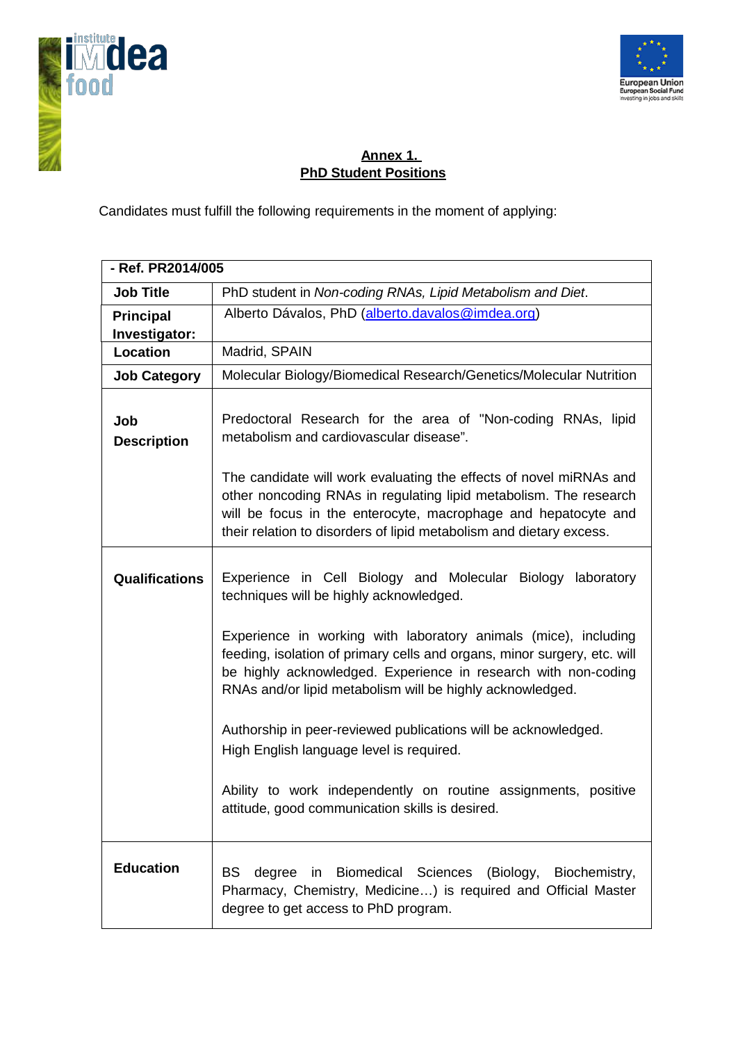**Annex 1.**
**PhD Student Positions**

Candidates must fulfill the following requirements in the moment of applying:

| - Ref. PR2014/005 | |
|---|---|
| **Job Title** | PhD student in *Non-coding RNAs, Lipid Metabolism and Diet*. |
| **Principal Investigator:** | Alberto Dávalos, PhD (alberto.davalos@imdea.org) |
| **Location** | Madrid, SPAIN |
| **Job Category** | Molecular Biology/Biomedical Research/Genetics/Molecular Nutrition |
| **Job Description** | Predoctoral Research for the area of "Non-coding RNAs, lipid metabolism and cardiovascular disease".<br><br>The candidate will work evaluating the effects of novel miRNAs and other noncoding RNAs in regulating lipid metabolism. The research will be focus in the enterocyte, macrophage and hepatocyte and their relation to disorders of lipid metabolism and dietary excess. |
| **Qualifications** | Experience in Cell Biology and Molecular Biology laboratory techniques will be highly acknowledged.<br><br>Experience in working with laboratory animals (mice), including feeding, isolation of primary cells and organs, minor surgery, etc. will be highly acknowledged. Experience in research with non-coding RNAs and/or lipid metabolism will be highly acknowledged.<br><br>Authorship in peer-reviewed publications will be acknowledged.<br>High English language level is required.<br><br>Ability to work independently on routine assignments, positive attitude, good communication skills is desired. |
| **Education** | BS degree in Biomedical Sciences (Biology, Biochemistry, Pharmacy, Chemistry, Medicine…) is required and Official Master degree to get access to PhD program. |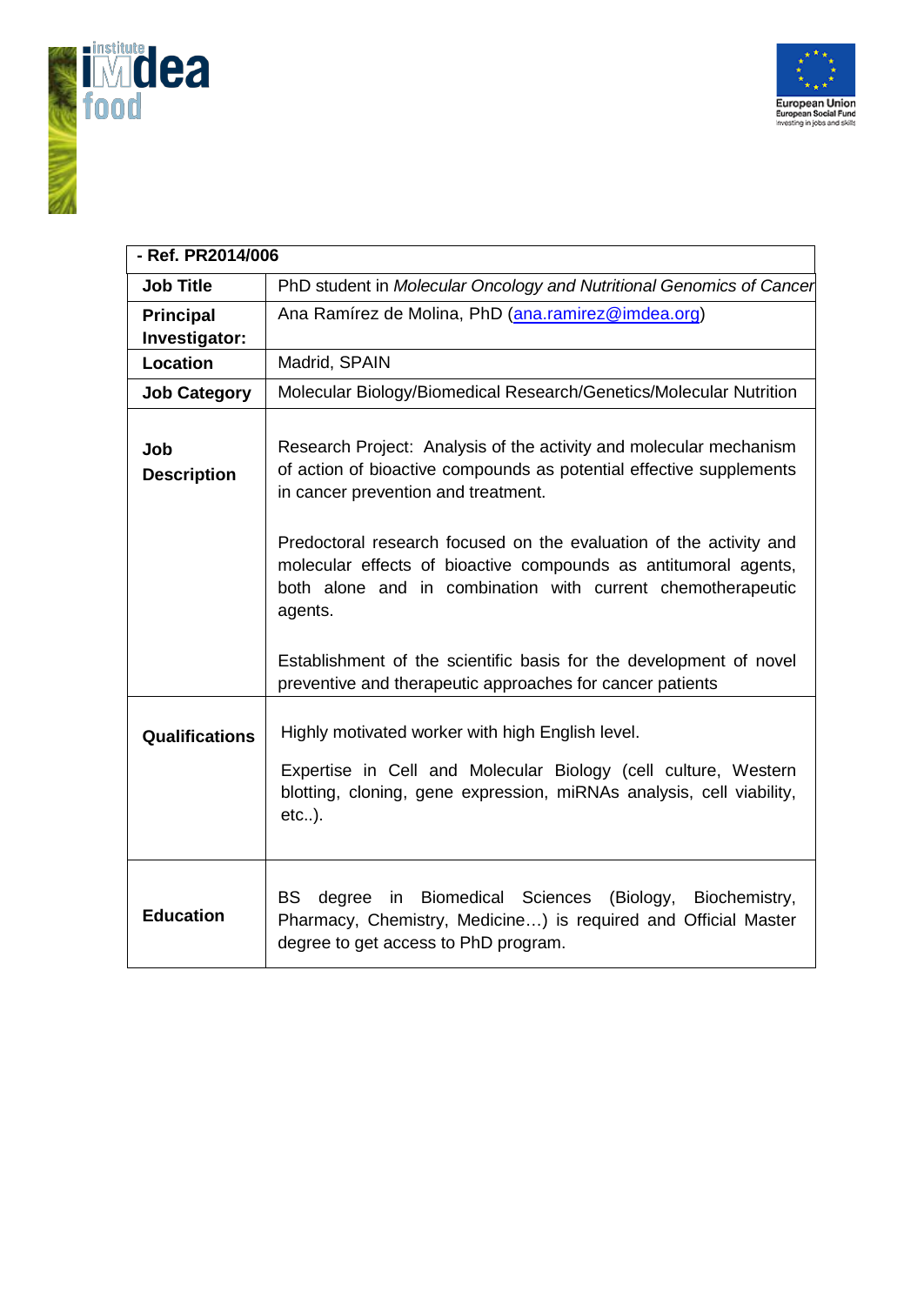| - Ref. PR2014/006 | |
|---|---|
| **Job Title** | PhD student in *Molecular Oncology and Nutritional Genomics of Cancer* |
| **Principal Investigator:** | Ana Ramírez de Molina, PhD (ana.ramirez@imdea.org) |
| **Location** | Madrid, SPAIN |
| **Job Category** | Molecular Biology/Biomedical Research/Genetics/Molecular Nutrition |
| **Job Description** | Research Project: Analysis of the activity and molecular mechanism of action of bioactive compounds as potential effective supplements in cancer prevention and treatment.<br><br>Predoctoral research focused on the evaluation of the activity and molecular effects of bioactive compounds as antitumoral agents, both alone and in combination with current chemotherapeutic agents.<br><br>Establishment of the scientific basis for the development of novel preventive and therapeutic approaches for cancer patients |
| **Qualifications** | Highly motivated worker with high English level.<br><br>Expertise in Cell and Molecular Biology (cell culture, Western blotting, cloning, gene expression, miRNAs analysis, cell viability, etc..). |
| **Education** | BS degree in Biomedical Sciences (Biology, Biochemistry, Pharmacy, Chemistry, Medicine…) is required and Official Master degree to get access to PhD program. |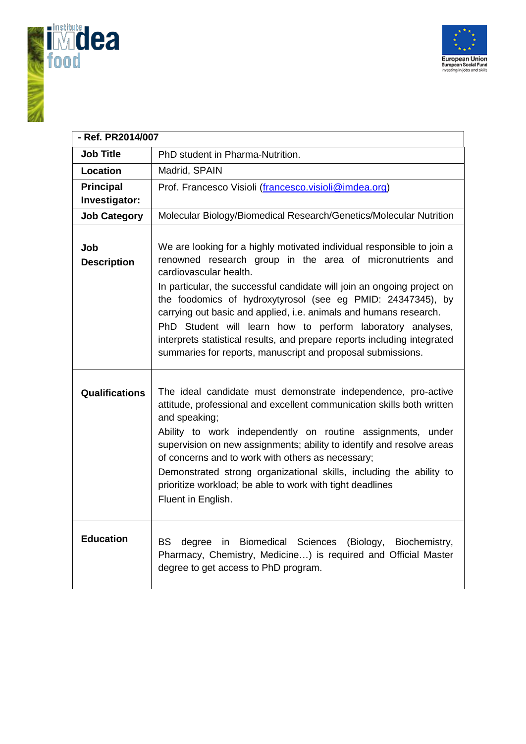| - Ref. PR2014/007 | |
|---|---|
| **Job Title** | PhD student in Pharma-Nutrition. |
| **Location** | Madrid, SPAIN |
| **Principal Investigator:** | Prof. Francesco Visioli (francesco.visioli@imdea.org) |
| **Job Category** | Molecular Biology/Biomedical Research/Genetics/Molecular Nutrition |
| **Job Description** | We are looking for a highly motivated individual responsible to join a renowned research group in the area of micronutrients and cardiovascular health.<br>In particular, the successful candidate will join an ongoing project on the foodomics of hydroxytyrosol (see eg PMID: 24347345), by carrying out basic and applied, i.e. animals and humans research.<br>PhD Student will learn how to perform laboratory analyses, interprets statistical results, and prepare reports including integrated summaries for reports, manuscript and proposal submissions. |
| **Qualifications** | The ideal candidate must demonstrate independence, pro-active attitude, professional and excellent communication skills both written and speaking;<br>Ability to work independently on routine assignments, under supervision on new assignments; ability to identify and resolve areas of concerns and to work with others as necessary;<br>Demonstrated strong organizational skills, including the ability to prioritize workload; be able to work with tight deadlines<br>Fluent in English. |
| **Education** | BS degree in Biomedical Sciences (Biology, Biochemistry, Pharmacy, Chemistry, Medicine…) is required and Official Master degree to get access to PhD program. |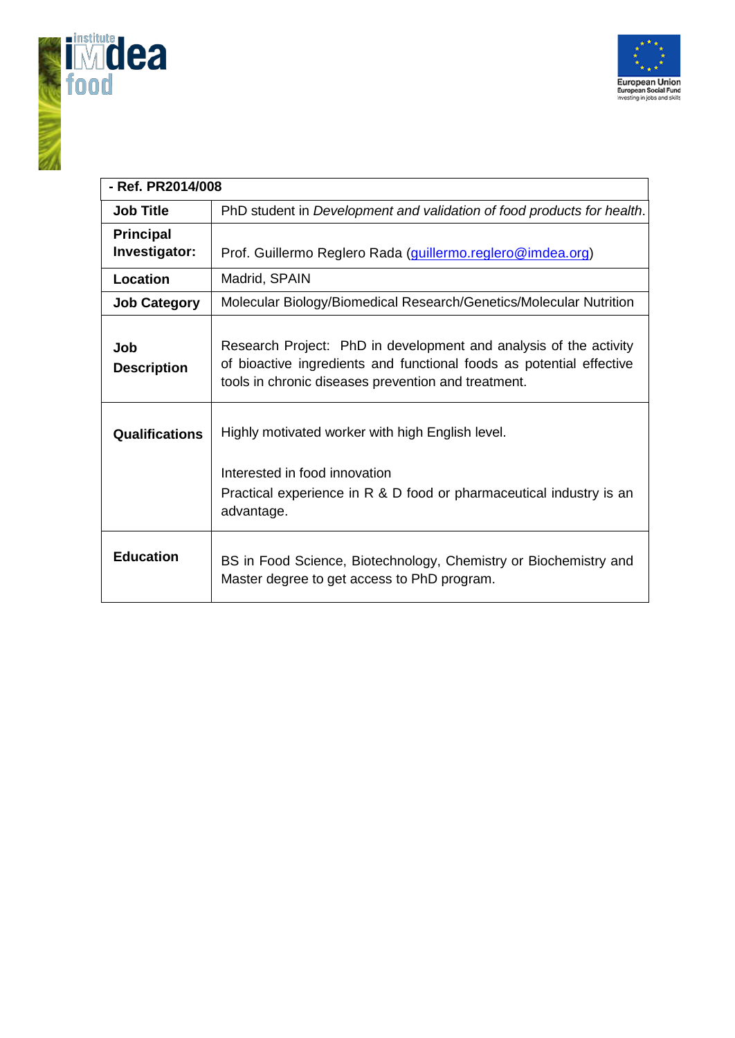| - Ref. PR2014/008 | |
|---|---|
| **Job Title** | PhD student in *Development and validation of food products for health*. |
| **Principal Investigator:** | Prof. Guillermo Reglero Rada (guillermo.reglero@imdea.org) |
| **Location** | Madrid, SPAIN |
| **Job Category** | Molecular Biology/Biomedical Research/Genetics/Molecular Nutrition |
| **Job Description** | Research Project: PhD in development and analysis of the activity of bioactive ingredients and functional foods as potential effective tools in chronic diseases prevention and treatment. |
| **Qualifications** | Highly motivated worker with high English level.<br><br>Interested in food innovation<br>Practical experience in R & D food or pharmaceutical industry is an advantage. |
| **Education** | BS in Food Science, Biotechnology, Chemistry or Biochemistry and Master degree to get access to PhD program. |